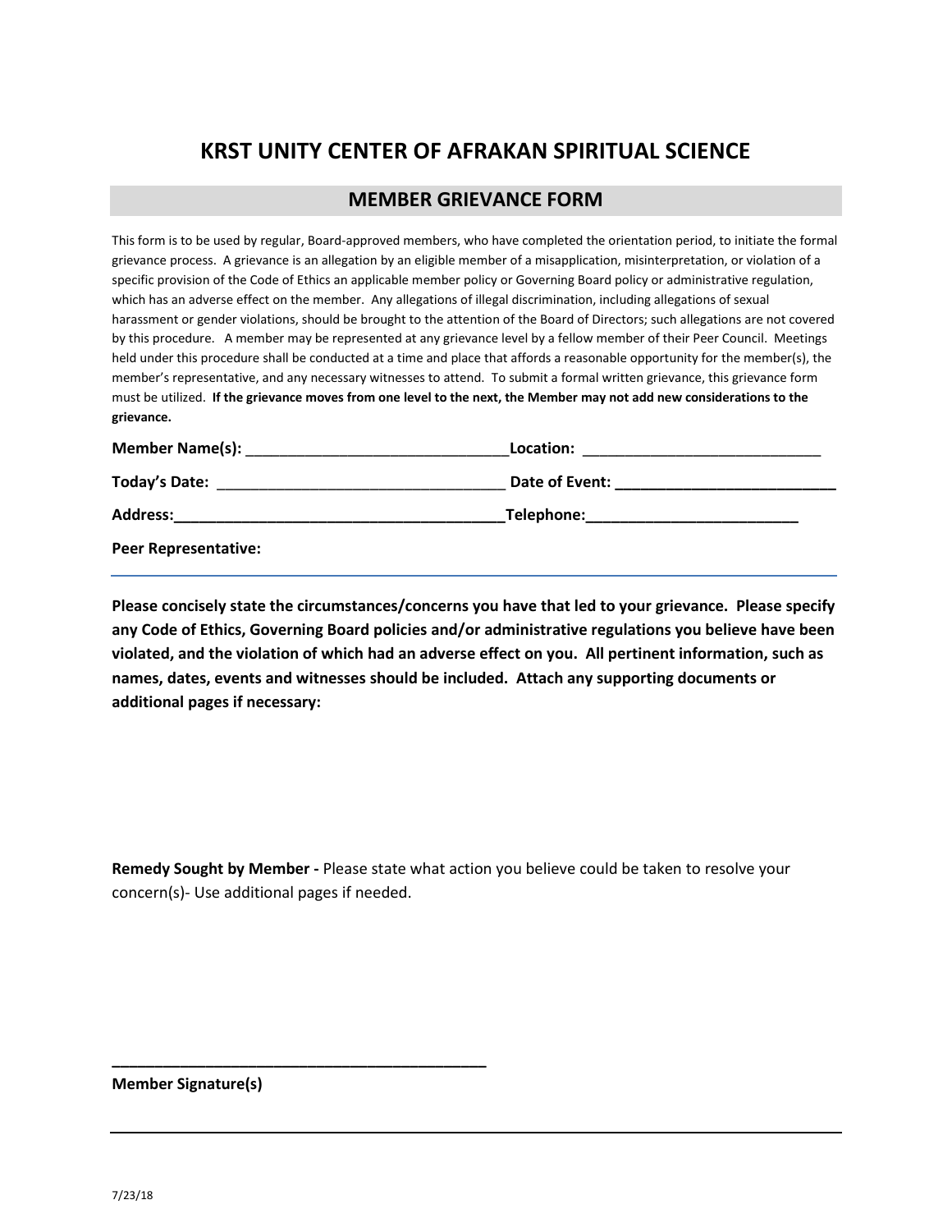# KRST UNITY CENTER OF AFRAKAN SPIRITUAL SCIENCE

## MEMBER GRIEVANCE FORM

This form is to be used by regular, Board-approved members, who have completed the orientation period, to initiate the formal grievance process. A grievance is an allegation by an eligible member of a misapplication, misinterpretation, or violation of a specific provision of the Code of Ethics an applicable member policy or Governing Board policy or administrative regulation, which has an adverse effect on the member. Any allegations of illegal discrimination, including allegations of sexual harassment or gender violations, should be brought to the attention of the Board of Directors; such allegations are not covered by this procedure. A member may be represented at any grievance level by a fellow member of their Peer Council. Meetings held under this procedure shall be conducted at a time and place that affords a reasonable opportunity for the member(s), the member's representative, and any necessary witnesses to attend. To submit a formal written grievance, this grievance form must be utilized. **If the grievance moves from one level to the next, the Member may not add new considerations to the grievance.**

**Member Name(s):** ______________________________ **Location:** ___________________________

**Today's Date:** _________________________________ **Date of Event:** _________________________

**Address:**_____________________________________ **Telephone:**________________________

**Peer Representative:**

---

**Please concisely state the circumstances/concerns you have that led to your grievance. Please specify any Code of Ethics, Governing Board policies and/or administrative regulations you believe have been violated, and the violation of which had an adverse effect on you. All pertinent information, such as names, dates, events and witnesses should be included. Attach any supporting documents or additional pages if necessary:**

**Remedy Sought by Member -** Please state what action you believe could be taken to resolve your concern(s)- Use additional pages if needed.

___________________________________________

**Member Signature(s)**

---

7/23/18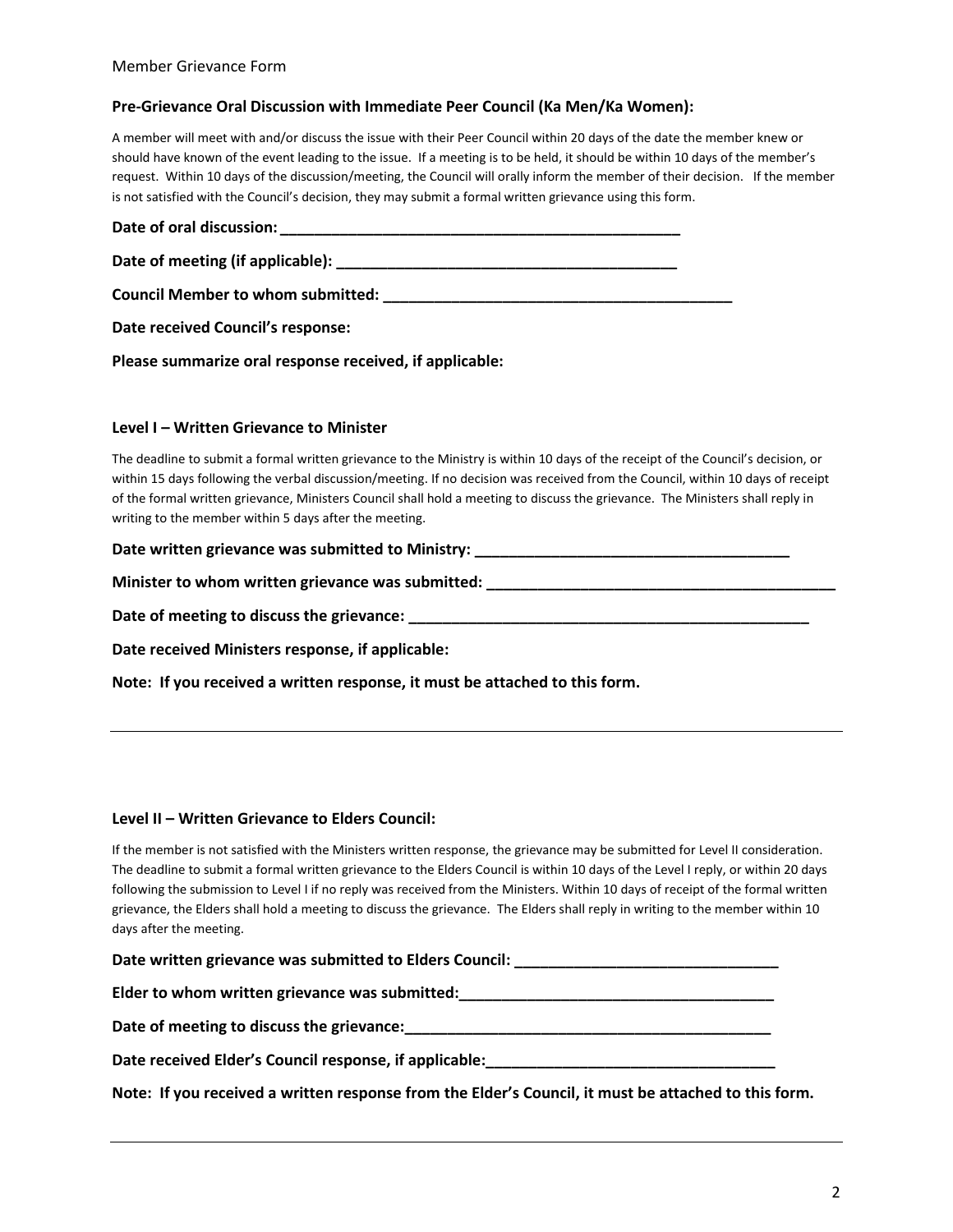**Pre-Grievance Oral Discussion with Immediate Peer Council (Ka Men/Ka Women):**

A member will meet with and/or discuss the issue with their Peer Council within 20 days of the date the member knew or should have known of the event leading to the issue. If a meeting is to be held, it should be within 10 days of the member's request. Within 10 days of the discussion/meeting, the Council will orally inform the member of their decision. If the member is not satisfied with the Council's decision, they may submit a formal written grievance using this form.

**Date of oral discussion: _______________________________________________**

**Date of meeting (if applicable): _______________________________________**

**Council Member to whom submitted: _________________________________________**

**Date received Council's response:**

**Please summarize oral response received, if applicable:**

**Level I – Written Grievance to Minister**

The deadline to submit a formal written grievance to the Ministry is within 10 days of the receipt of the Council's decision, or within 15 days following the verbal discussion/meeting. If no decision was received from the Council, within 10 days of receipt of the formal written grievance, Ministers Council shall hold a meeting to discuss the grievance. The Ministers shall reply in writing to the member within 5 days after the meeting.

**Date written grievance was submitted to Ministry: _____________________________________**

**Minister to whom written grievance was submitted: __________________________________________**

**Date of meeting to discuss the grievance: _________________________________________________**

**Date received Ministers response, if applicable:**

**Note: If you received a written response, it must be attached to this form.**

---

**Level II – Written Grievance to Elders Council:**

If the member is not satisfied with the Ministers written response, the grievance may be submitted for Level II consideration. The deadline to submit a formal written grievance to the Elders Council is within 10 days of the Level I reply, or within 20 days following the submission to Level I if no reply was received from the Ministers. Within 10 days of receipt of the formal written grievance, the Elders shall hold a meeting to discuss the grievance. The Elders shall reply in writing to the member within 10 days after the meeting.

**Date written grievance was submitted to Elders Council: _______________________________**

**Elder to whom written grievance was submitted:_____________________________________**

**Date of meeting to discuss the grievance:____________________________________________**

**Date received Elder's Council response, if applicable:__________________________________**

**Note: If you received a written response from the Elder's Council, it must be attached to this form.**

---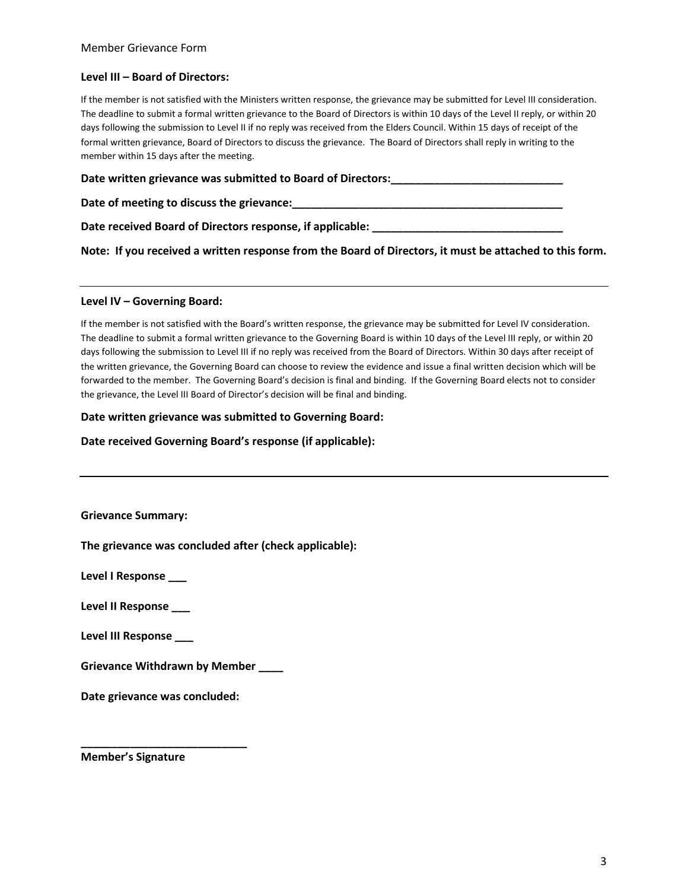**Level III – Board of Directors:**

If the member is not satisfied with the Ministers written response, the grievance may be submitted for Level III consideration. The deadline to submit a formal written grievance to the Board of Directors is within 10 days of the Level II reply, or within 20 days following the submission to Level II if no reply was received from the Elders Council. Within 15 days of receipt of the formal written grievance, Board of Directors to discuss the grievance. The Board of Directors shall reply in writing to the member within 15 days after the meeting.

**Date written grievance was submitted to Board of Directors:____________________________**

**Date of meeting to discuss the grievance:_____________________________________________**

**Date received Board of Directors response, if applicable: _______________________________**

**Note: If you received a written response from the Board of Directors, it must be attached to this form.**

---

**Level IV – Governing Board:**

If the member is not satisfied with the Board's written response, the grievance may be submitted for Level IV consideration. The deadline to submit a formal written grievance to the Governing Board is within 10 days of the Level III reply, or within 20 days following the submission to Level III if no reply was received from the Board of Directors. Within 30 days after receipt of the written grievance, the Governing Board can choose to review the evidence and issue a final written decision which will be forwarded to the member. The Governing Board's decision is final and binding. If the Governing Board elects not to consider the grievance, the Level III Board of Director's decision will be final and binding.

**Date written grievance was submitted to Governing Board:**

**Date received Governing Board's response (if applicable):**

---

**Grievance Summary:**

**The grievance was concluded after (check applicable):**

**Level I Response ___**

**Level II Response ___**

**Level III Response ___**

**Grievance Withdrawn by Member ____**

**Date grievance was concluded:**

**__________________________**

**Member's Signature**